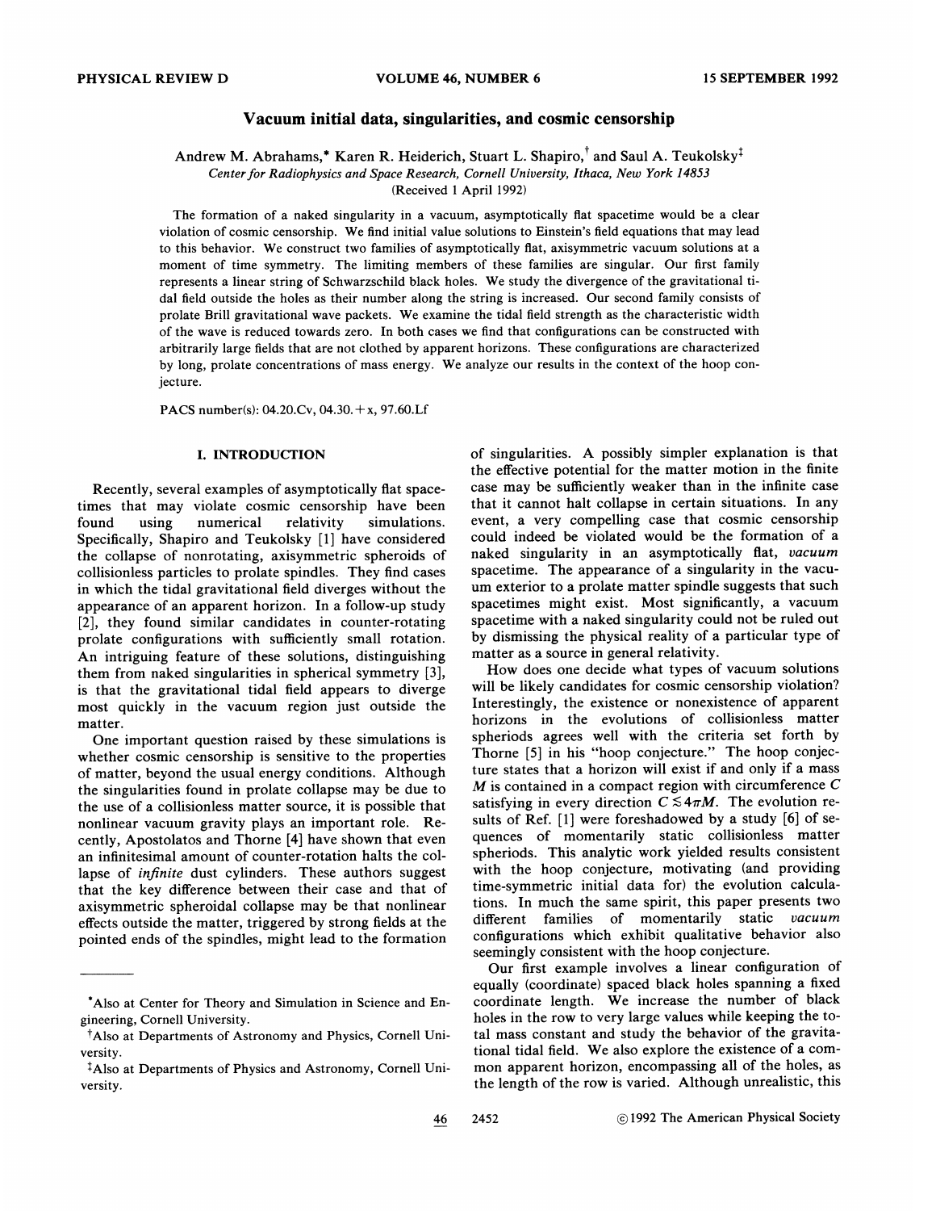# Vacuum initial data, singularities, and cosmic censorship

Andrew M. Abrahams,* Karen R. Heiderich, Stuart L. Shapiro,† and Saul A. Teukolsky‡

*Center for Radiophysics and Space Research, Cornell University, Ithaca, New York 14853*

(Received 1 April 1992)

The formation of a naked singularity in a vacuum, asymptotically flat spacetime would be a clear violation of cosmic censorship. We find initial value solutions to Einstein's field equations that may lead to this behavior. We construct two families of asymptotically flat, axisymmetric vacuum solutions at a moment of time symmetry. The limiting members of these families are singular. Our first family represents a linear string of Schwarzschild black holes. We study the divergence of the gravitational tidal field outside the holes as their number along the string is increased. Our second family consists of prolate Brill gravitational wave packets. We examine the tidal field strength as the characteristic width of the wave is reduced towards zero. In both cases we find that configurations can be constructed with arbitrarily large fields that are not clothed by apparent horizons. These configurations are characterized by long, prolate concentrations of mass energy. We analyze our results in the context of the hoop conjecture.

PACS number(s): 04.20.Cv, 04.30.+x, 97.60.Lf

## I. INTRODUCTION

Recently, several examples of asymptotically flat spacetimes that may violate cosmic censorship have been found using numerical relativity simulations. Specifically, Shapiro and Teukolsky [1] have considered the collapse of nonrotating, axisymmetric spheroids of collisionless particles to prolate spindles. They find cases in which the tidal gravitational field diverges without the appearance of an apparent horizon. In a follow-up study [2], they found similar candidates in counter-rotating prolate configurations with sufficiently small rotation. An intriguing feature of these solutions, distinguishing them from naked singularities in spherical symmetry [3], is that the gravitational tidal field appears to diverge most quickly in the vacuum region just outside the matter.

One important question raised by these simulations is whether cosmic censorship is sensitive to the properties of matter, beyond the usual energy conditions. Although the singularities found in prolate collapse may be due to the use of a collisionless matter source, it is possible that nonlinear vacuum gravity plays an important role. Recently, Apostolatos and Thorne [4] have shown that even an infinitesimal amount of counter-rotation halts the collapse of *infinite* dust cylinders. These authors suggest that the key difference between their case and that of axisymmetric spheroidal collapse may be that nonlinear effects outside the matter, triggered by strong fields at the pointed ends of the spindles, might lead to the formation of singularities. A possibly simpler explanation is that the effective potential for the matter motion in the finite case may be sufficiently weaker than in the infinite case that it cannot halt collapse in certain situations. In any event, a very compelling case that cosmic censorship could indeed be violated would be the formation of a naked singularity in an asymptotically flat, *vacuum* spacetime. The appearance of a singularity in the vacuum exterior to a prolate matter spindle suggests that such spacetimes might exist. Most significantly, a vacuum spacetime with a naked singularity could not be ruled out by dismissing the physical reality of a particular type of matter as a source in general relativity.

How does one decide what types of vacuum solutions will be likely candidates for cosmic censorship violation? Interestingly, the existence or nonexistence of apparent horizons in the evolutions of collisionless matter spheriods agrees well with the criteria set forth by Thorne [5] in his "hoop conjecture." The hoop conjecture states that a horizon will exist if and only if a mass $M$ is contained in a compact region with circumference $C$ satisfying in every direction $C \lesssim 4\pi M$. The evolution results of Ref. [1] were foreshadowed by a study [6] of sequences of momentarily static collisionless matter spheriods. This analytic work yielded results consistent with the hoop conjecture, motivating (and providing time-symmetric initial data for) the evolution calculations. In much the same spirit, this paper presents two different families of momentarily static *vacuum* configurations which exhibit qualitative behavior also seemingly consistent with the hoop conjecture.

Our first example involves a linear configuration of equally (coordinate) spaced black holes spanning a fixed coordinate length. We increase the number of black holes in the row to very large values while keeping the total mass constant and study the behavior of the gravitational tidal field. We also explore the existence of a common apparent horizon, encompassing all of the holes, as the length of the row is varied. Although unrealistic, this

*Also at Center for Theory and Simulation in Science and Engineering, Cornell University.

†Also at Departments of Astronomy and Physics, Cornell University.

‡Also at Departments of Physics and Astronomy, Cornell University.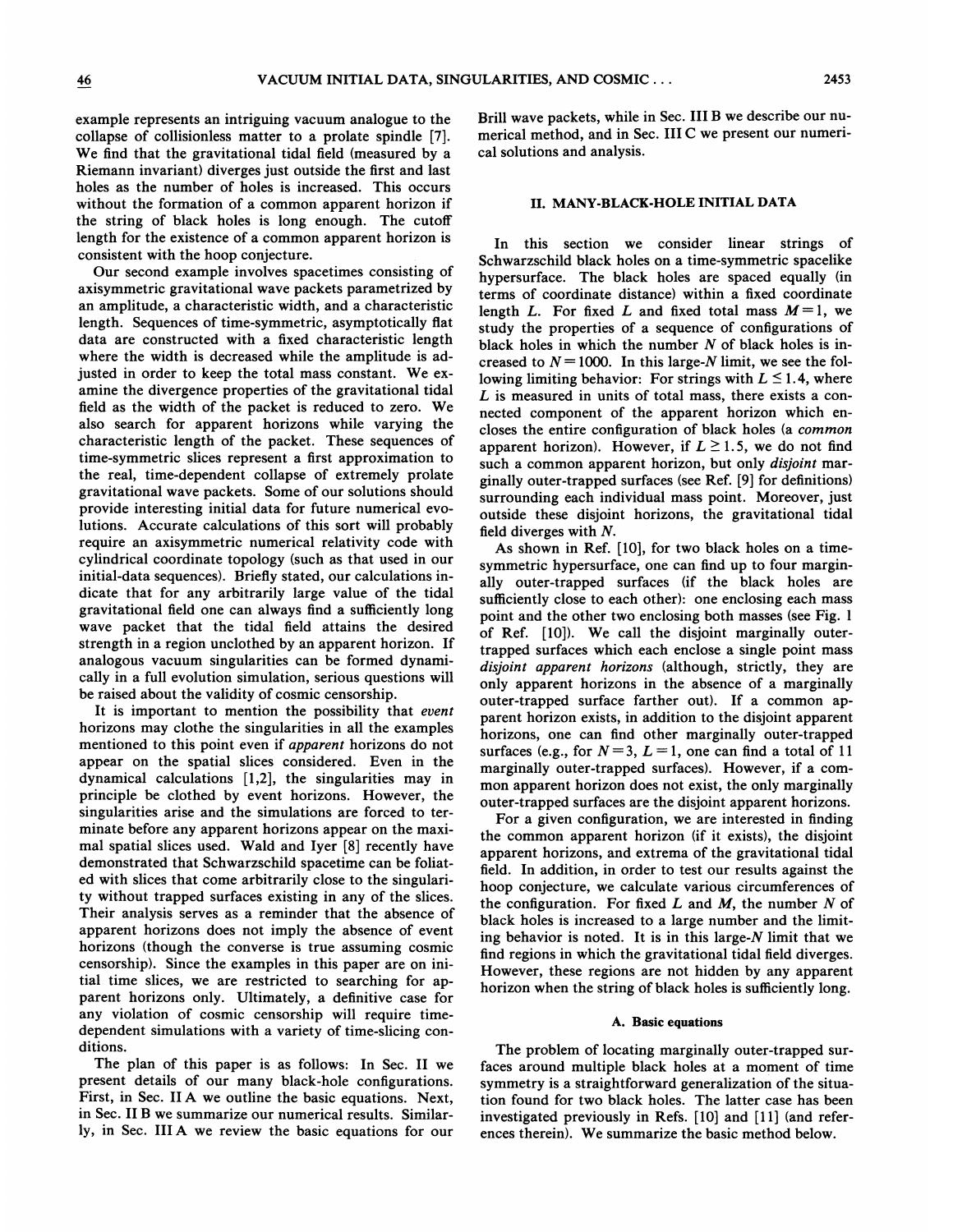example represents an intriguing vacuum analogue to the collapse of collisionless matter to a prolate spindle [7]. We find that the gravitational tidal field (measured by a Riemann invariant) diverges just outside the first and last holes as the number of holes is increased. This occurs without the formation of a common apparent horizon if the string of black holes is long enough. The cutoff length for the existence of a common apparent horizon is consistent with the hoop conjecture.

Our second example involves spacetimes consisting of axisymmetric gravitational wave packets parametrized by an amplitude, a characteristic width, and a characteristic length. Sequences of time-symmetric, asymptotically flat data are constructed with a fixed characteristic length where the width is decreased while the amplitude is adjusted in order to keep the total mass constant. We examine the divergence properties of the gravitational tidal field as the width of the packet is reduced to zero. We also search for apparent horizons while varying the characteristic length of the packet. These sequences of time-symmetric slices represent a first approximation to the real, time-dependent collapse of extremely prolate gravitational wave packets. Some of our solutions should provide interesting initial data for future numerical evolutions. Accurate calculations of this sort will probably require an axisymmetric numerical relativity code with cylindrical coordinate topology (such as that used in our initial-data sequences). Briefly stated, our calculations indicate that for any arbitrarily large value of the tidal gravitational field one can always find a sufficiently long wave packet that the tidal field attains the desired strength in a region unclothed by an apparent horizon. If analogous vacuum singularities can be formed dynamically in a full evolution simulation, serious questions will be raised about the validity of cosmic censorship.

It is important to mention the possibility that *event* horizons may clothe the singularities in all the examples mentioned to this point even if *apparent* horizons do not appear on the spatial slices considered. Even in the dynamical calculations [1,2], the singularities may in principle be clothed by event horizons. However, the singularities arise and the simulations are forced to terminate before any apparent horizons appear on the maximal spatial slices used. Wald and Iyer [8] recently have demonstrated that Schwarzschild spacetime can be foliated with slices that come arbitrarily close to the singularity without trapped surfaces existing in any of the slices. Their analysis serves as a reminder that the absence of apparent horizons does not imply the absence of event horizons (though the converse is true assuming cosmic censorship). Since the examples in this paper are on initial time slices, we are restricted to searching for apparent horizons only. Ultimately, a definitive case for any violation of cosmic censorship will require time-dependent simulations with a variety of time-slicing conditions.

The plan of this paper is as follows: In Sec. II we present details of our many black-hole configurations. First, in Sec. II A we outline the basic equations. Next, in Sec. II B we summarize our numerical results. Similarly, in Sec. III A we review the basic equations for our Brill wave packets, while in Sec. III B we describe our numerical method, and in Sec. III C we present our numerical solutions and analysis.

## II. MANY-BLACK-HOLE INITIAL DATA

In this section we consider linear strings of Schwarzschild black holes on a time-symmetric spacelike hypersurface. The black holes are spaced equally (in terms of coordinate distance) within a fixed coordinate length $L$. For fixed $L$ and fixed total mass $M=1$, we study the properties of a sequence of configurations of black holes in which the number $N$ of black holes is increased to $N=1000$. In this large-$N$ limit, we see the following limiting behavior: For strings with $L \leq 1.4$, where $L$ is measured in units of total mass, there exists a connected component of the apparent horizon which encloses the entire configuration of black holes (a *common* apparent horizon). However, if $L \geq 1.5$, we do not find such a common apparent horizon, but only *disjoint* marginally outer-trapped surfaces (see Ref. [9] for definitions) surrounding each individual mass point. Moreover, just outside these disjoint horizons, the gravitational tidal field diverges with $N$.

As shown in Ref. [10], for two black holes on a time-symmetric hypersurface, one can find up to four marginally outer-trapped surfaces (if the black holes are sufficiently close to each other): one enclosing each mass point and the other two enclosing both masses (see Fig. 1 of Ref. [10]). We call the disjoint marginally outer-trapped surfaces which each enclose a single point mass *disjoint apparent horizons* (although, strictly, they are only apparent horizons in the absence of a marginally outer-trapped surface farther out). If a common apparent horizon exists, in addition to the disjoint apparent horizons, one can find other marginally outer-trapped surfaces (e.g., for $N=3$, $L=1$, one can find a total of 11 marginally outer-trapped surfaces). However, if a common apparent horizon does not exist, the only marginally outer-trapped surfaces are the disjoint apparent horizons.

For a given configuration, we are interested in finding the common apparent horizon (if it exists), the disjoint apparent horizons, and extrema of the gravitational tidal field. In addition, in order to test our results against the hoop conjecture, we calculate various circumferences of the configuration. For fixed $L$ and $M$, the number $N$ of black holes is increased to a large number and the limiting behavior is noted. It is in this large-$N$ limit that we find regions in which the gravitational tidal field diverges. However, these regions are not hidden by any apparent horizon when the string of black holes is sufficiently long.

### A. Basic equations

The problem of locating marginally outer-trapped surfaces around multiple black holes at a moment of time symmetry is a straightforward generalization of the situation found for two black holes. The latter case has been investigated previously in Refs. [10] and [11] (and references therein). We summarize the basic method below.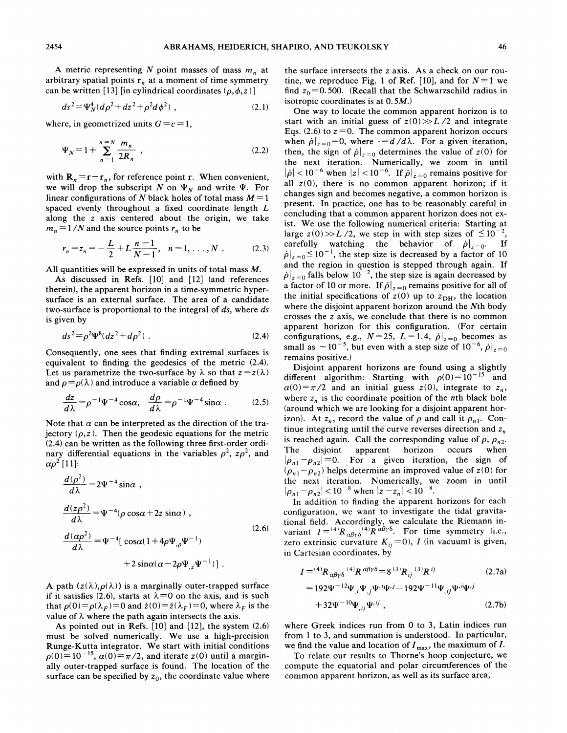A metric representing $N$ point masses of mass $m_n$ at arbitrary spatial points $\mathbf{r}_n$ at a moment of time symmetry can be written [13] [in cylindrical coordinates $(\rho,\phi,z)$]

$$ds^2=\Psi_N^4(d\rho^2+dz^2+\rho^2 d\phi^2) , \tag{2.1}$$

where, in geometrized units $G=c=1$,

$$\Psi_N=1+\sum_{n=1}^{n=N}\frac{m_n}{2R_n} , \tag{2.2}$$

with $\mathbf{R}_n=\mathbf{r}-\mathbf{r}_n$, for reference point $\mathbf{r}$. When convenient, we will drop the subscript $N$ on $\Psi_N$ and write $\Psi$. For linear configurations of $N$ black holes of total mass $M=1$ spaced evenly throughout a fixed coordinate length $L$ along the $z$ axis centered about the origin, we take $m_n=1/N$ and the source points $r_n$ to be

$$r_n=z_n=-\frac{L}{2}+L\frac{n-1}{N-1}, \quad n=1,\ldots,N . \tag{2.3}$$

All quantities will be expressed in units of total mass $M$.

As discussed in Refs. [10] and [12] (and references therein), the apparent horizon in a time-symmetric hypersurface is an external surface. The area of a candidate two-surface is proportional to the integral of $ds$, where $ds$ is given by

$$ds^2=\rho^2\Psi^8(dz^2+d\rho^2) . \tag{2.4}$$

Consequently, one sees that finding extremal surfaces is equivalent to finding the geodesics of the metric (2.4). Let us parametrize the two-surface by $\lambda$ so that $z=z(\lambda)$ and $\rho=\rho(\lambda)$ and introduce a variable $\alpha$ defined by

$$\frac{dz}{d\lambda}=\rho^{-1}\Psi^{-4}\cos\alpha, \quad \frac{d\rho}{d\lambda}=\rho^{-1}\Psi^{-4}\sin\alpha . \tag{2.5}$$

Note that $\alpha$ can be interpreted as the direction of the trajectory $(\rho,z)$. Then the geodesic equations for the metric (2.4) can be written as the following three first-order ordinary differential equations in the variables $\rho^2$, $z\rho^2$, and $\alpha\rho^2$ [11]:

$$\begin{aligned}
\frac{d(\rho^2)}{d\lambda}&=2\Psi^{-4}\sin\alpha , \\
\frac{d(z\rho^2)}{d\lambda}&=\Psi^{-4}(\rho\cos\alpha+2z\sin\alpha) , \\
\frac{d(\alpha\rho^2)}{d\lambda}&=\Psi^{-4}[\cos\alpha(1+4\rho\Psi_{,\rho}\Psi^{-1}) \\
&\quad +2\sin\alpha(\alpha-2\rho\Psi_{,z}\Psi^{-1})] .
\end{aligned} \tag{2.6}$$

A path $(z(\lambda),\rho(\lambda))$ is a marginally outer-trapped surface if it satisfies (2.6), starts at $\lambda=0$ on the axis, and is such that $\rho(0)=\rho(\lambda_F)=0$ and $\dot{z}(0)=\dot{z}(\lambda_F)=0$, where $\lambda_F$ is the value of $\lambda$ where the path again intersects the axis.

As pointed out in Refs. [10] and [12], the system (2.6) must be solved numerically. We use a high-precision Runge-Kutta integrator. We start with initial conditions $\rho(0)=10^{-15}$, $\alpha(0)=\pi/2$, and iterate $z(0)$ until a marginally outer-trapped surface is found. The location of the surface can be specified by $z_0$, the coordinate value where the surface intersects the $z$ axis. As a check on our routine, we reproduce Fig. 1 of Ref. [10], and for $N=1$ we find $z_0=0.500$. (Recall that the Schwarzschild radius in isotropic coordinates is at $0.5M$.)

One way to locate the common apparent horizon is to start with an initial guess of $z(0)\gg L/2$ and integrate Eqs. (2.6) to $z=0$. The common apparent horizon occurs when $\dot{\rho}|_{z=0}=0$, where $\dot{}=d/d\lambda$. For a given iteration, then, the sign of $\dot{\rho}|_{z=0}$ determines the value of $z(0)$ for the next iteration. Numerically, we zoom in until $|\dot{\rho}|<10^{-6}$ when $|z|<10^{-6}$. If $\dot{\rho}|_{z=0}$ remains positive for all $z(0)$, there is no common apparent horizon; if it changes sign and becomes negative, a common horizon is present. In practice, one has to be reasonably careful in concluding that a common apparent horizon does not exist. We use the following numerical criteria: Starting at large $z(0)\gg L/2$, we step in with step sizes of $\leq 10^{-2}$, carefully watching the behavior of $\dot{\rho}|_{z=0}$. If $\dot{\rho}|_{z=0}\leq 10^{-1}$, the step size is decreased by a factor of 10 and the region in question is stepped through again. If $\dot{\rho}|_{z=0}$ falls below $10^{-2}$, the step size is again decreased by a factor of 10 or more. If $\dot{\rho}|_{z=0}$ remains positive for all of the initial specifications of $z(0)$ up to $z_{\rm DH}$, the location where the disjoint apparent horizon around the $N$th body crosses the $z$ axis, we conclude that there is no common apparent horizon for this configuration. (For certain configurations, e.g., $N=25$, $L=1.4$, $\dot{\rho}|_{z=0}$ becomes as small as $\sim 10^{-5}$, but even with a step size of $10^{-6}$, $\dot{\rho}|_{z=0}$ remains positive.)

Disjoint apparent horizons are found using a slightly different algorithm: Starting with $\rho(0)=10^{-15}$ and $\alpha(0)=\pi/2$ and an initial guess $z(0)$, integrate to $z_n$, where $z_n$ is the coordinate position of the $n$th black hole (around which we are looking for a disjoint apparent horizon). At $z_n$, record the value of $\rho$ and call it $\rho_{n1}$. Continue integrating until the curve reverses direction and $z_n$ is reached again. Call the corresponding value of $\rho$, $\rho_{n2}$. The disjoint apparent horizon occurs when $|\rho_{n1}-\rho_{n2}|=0$. For a given iteration, the sign of $(\rho_{n1}-\rho_{n2})$ helps determine an improved value of $z(0)$ for the next iteration. Numerically, we zoom in until $|\rho_{n1}-\rho_{n2}|<10^{-8}$ when $|z-z_n|<10^{-8}$.

In addition to finding the apparent horizons for each configuration, we want to investigate the tidal gravitational field. Accordingly, we calculate the Riemann invariant $I={}^{(4)}R_{\alpha\beta\gamma\delta}{}^{(4)}R^{\alpha\beta\gamma\delta}$. For time symmetry (i.e., zero extrinsic curvature $K_{ij}=0$), $I$ (in vacuum) is given, in Cartesian coordinates, by

$$I={}^{(4)}R_{\alpha\beta\gamma\delta}{}^{(4)}R^{\alpha\beta\gamma\delta}=8\,{}^{(3)}R_{ij}{}^{(3)}R^{ij} \tag{2.7a}$$

$$=192\Psi^{-12}\Psi_{,i}\Psi_{,j}\Psi^{,i}\Psi^{,j}-192\Psi^{-11}\Psi_{,ij}\Psi^{,i}\Psi^{,j}+32\Psi^{-10}\Psi_{,ij}\Psi^{,ij} , \tag{2.7b}$$

where Greek indices run from 0 to 3, Latin indices run from 1 to 3, and summation is understood. In particular, we find the value and location of $I_{\rm max}$, the maximum of $I$.

To relate our results to Thorne's hoop conjecture, we compute the equatorial and polar circumferences of the common apparent horizon, as well as its surface area,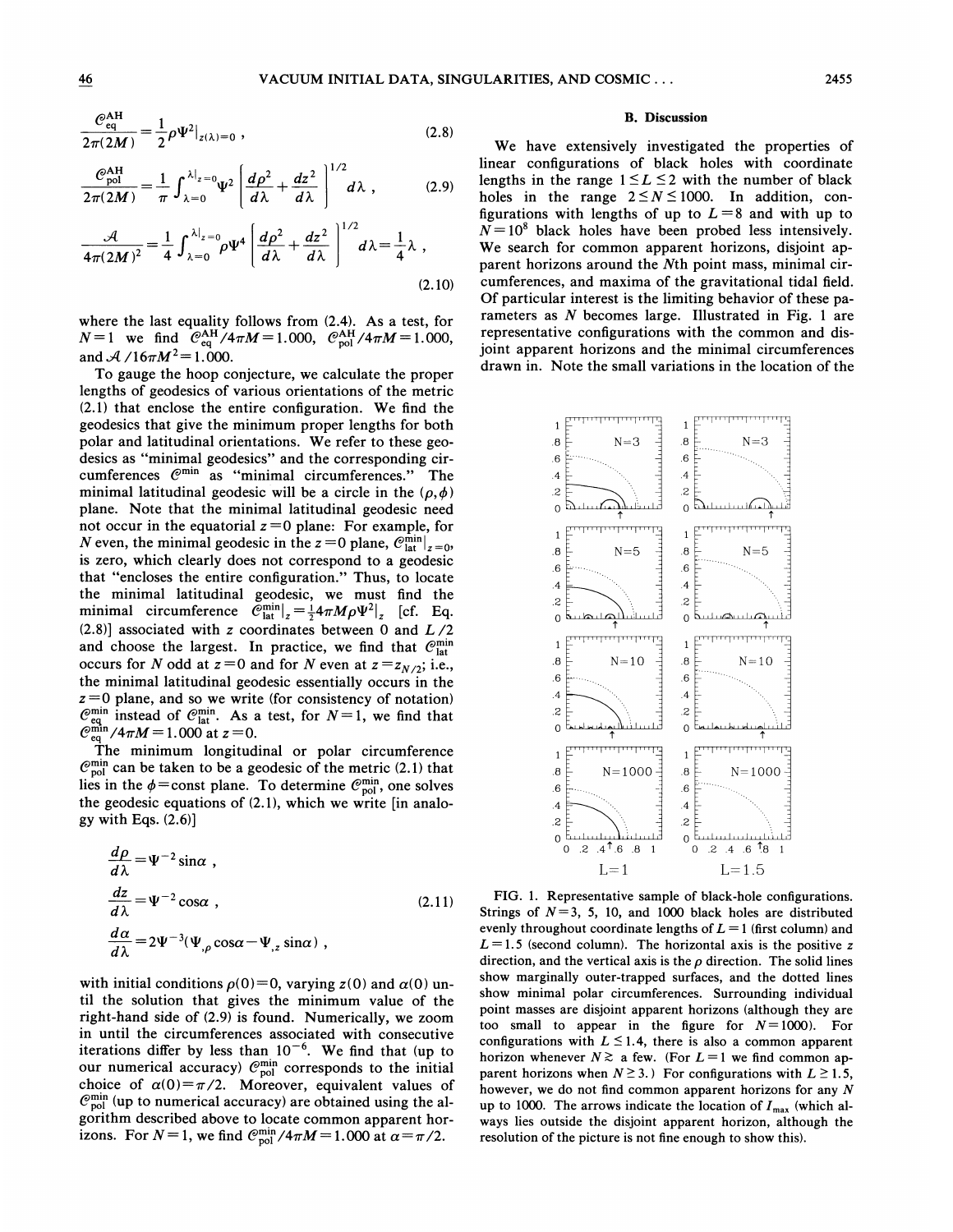$$\frac{\mathcal{C}_{\rm eq}^{\rm AH}}{2\pi(2M)} = \frac{1}{2}\rho\Psi^2|_{z(\lambda)=0} \,, \tag{2.8}$$

$$\frac{\mathcal{C}_{\rm pol}^{\rm AH}}{2\pi(2M)} = \frac{1}{\pi}\int_{\lambda=0}^{\lambda|_{z=0}} \Psi^2 \left[\frac{d\rho^2}{d\lambda} + \frac{dz^2}{d\lambda}\right]^{1/2} d\lambda \,, \tag{2.9}$$

$$\frac{\mathcal{A}}{4\pi(2M)^2} = \frac{1}{4}\int_{\lambda=0}^{\lambda|_{z=0}} \rho\Psi^4 \left[\frac{d\rho^2}{d\lambda} + \frac{dz^2}{d\lambda}\right]^{1/2} d\lambda = \frac{1}{4}\lambda \,, \tag{2.10}$$

where the last equality follows from (2.4). As a test, for $N=1$ we find $\mathcal{C}_{\rm eq}^{\rm AH}/4\pi M = 1.000$, $\mathcal{C}_{\rm pol}^{\rm AH}/4\pi M = 1.000$, and $\mathcal{A}/16\pi M^2 = 1.000$.

To gauge the hoop conjecture, we calculate the proper lengths of geodesics of various orientations of the metric (2.1) that enclose the entire configuration. We find the geodesics that give the minimum proper lengths for both polar and latitudinal orientations. We refer to these geodesics as "minimal geodesics" and the corresponding circumferences $\mathcal{C}^{\rm min}$ as "minimal circumferences." The minimal latitudinal geodesic will be a circle in the $(\rho,\phi)$ plane. Note that the minimal latitudinal geodesic need not occur in the equatorial $z=0$ plane: For example, for $N$ even, the minimal geodesic in the $z=0$ plane, $\mathcal{C}_{\rm lat}^{\rm min}|_{z=0}$, is zero, which clearly does not correspond to a geodesic that "encloses the entire configuration." Thus, to locate the minimal latitudinal geodesic, we must find the minimal circumference $\mathcal{C}_{\rm lat}^{\rm min}|_z = \frac{1}{2}4\pi M\rho\Psi^2|_z$ [cf. Eq. (2.8)] associated with $z$ coordinates between 0 and $L/2$ and choose the largest. In practice, we find that $\mathcal{C}_{\rm lat}^{\rm min}$ occurs for $N$ odd at $z=0$ and for $N$ even at $z=z_{N/2}$; i.e., the minimal latitudinal geodesic essentially occurs in the $z=0$ plane, and so we write (for consistency of notation) $\mathcal{C}_{\rm eq}^{\rm min}$ instead of $\mathcal{C}_{\rm lat}^{\rm min}$. As a test, for $N=1$, we find that $\mathcal{C}_{\rm eq}^{\rm min}/4\pi M = 1.000$ at $z=0$.

The minimum longitudinal or polar circumference $\mathcal{C}_{\rm pol}^{\rm min}$ can be taken to be a geodesic of the metric (2.1) that lies in the $\phi=$const plane. To determine $\mathcal{C}_{\rm pol}^{\rm min}$, one solves the geodesic equations of (2.1), which we write [in analogy with Eqs. (2.6)]

$$\begin{aligned}
\frac{d\rho}{d\lambda} &= \Psi^{-2}\sin\alpha \,, \\
\frac{dz}{d\lambda} &= \Psi^{-2}\cos\alpha \,, \\
\frac{d\alpha}{d\lambda} &= 2\Psi^{-3}(\Psi_{,\rho}\cos\alpha - \Psi_{,z}\sin\alpha) \,,
\end{aligned} \tag{2.11}$$

with initial conditions $\rho(0)=0$, varying $z(0)$ and $\alpha(0)$ until the solution that gives the minimum value of the right-hand side of (2.9) is found. Numerically, we zoom in until the circumferences associated with consecutive iterations differ by less than $10^{-6}$. We find that (up to our numerical accuracy) $\mathcal{C}_{\rm pol}^{\rm min}$ corresponds to the initial choice of $\alpha(0)=\pi/2$. Moreover, equivalent values of $\mathcal{C}_{\rm pol}^{\rm min}$ (up to numerical accuracy) are obtained using the algorithm described above to locate common apparent horizons. For $N=1$, we find $\mathcal{C}_{\rm pol}^{\rm min}/4\pi M = 1.000$ at $\alpha=\pi/2$.

### B. Discussion

We have extensively investigated the properties of linear configurations of black holes with coordinate lengths in the range $1 \le L \le 2$ with the number of black holes in the range $2 \le N \le 1000$. In addition, configurations with lengths of up to $L=8$ and with up to $N=10^8$ black holes have been probed less intensively. We search for common apparent horizons, disjoint apparent horizons around the $N$th point mass, minimal circumferences, and maxima of the gravitational tidal field. Of particular interest is the limiting behavior of these parameters as $N$ becomes large. Illustrated in Fig. 1 are representative configurations with the common and disjoint apparent horizons and the minimal circumferences drawn in. Note the small variations in the location of the

FIG. 1. Representative sample of black-hole configurations. Strings of $N=3$, 5, 10, and 1000 black holes are distributed evenly throughout coordinate lengths of $L=1$ (first column) and $L=1.5$ (second column). The horizontal axis is the positive $z$ direction, and the vertical axis is the $\rho$ direction. The solid lines show marginally outer-trapped surfaces, and the dotted lines show minimal polar circumferences. Surrounding individual point masses are disjoint apparent horizons (although they are too small to appear in the figure for $N=1000$). For configurations with $L \le 1.4$, there is also a common apparent horizon whenever $N \gtrsim$ a few. (For $L=1$ we find common apparent horizons when $N \ge 3$.) For configurations with $L \ge 1.5$, however, we do not find common apparent horizons for any $N$ up to 1000. The arrows indicate the location of $I_{\rm max}$ (which always lies outside the disjoint apparent horizon, although the resolution of the picture is not fine enough to show this).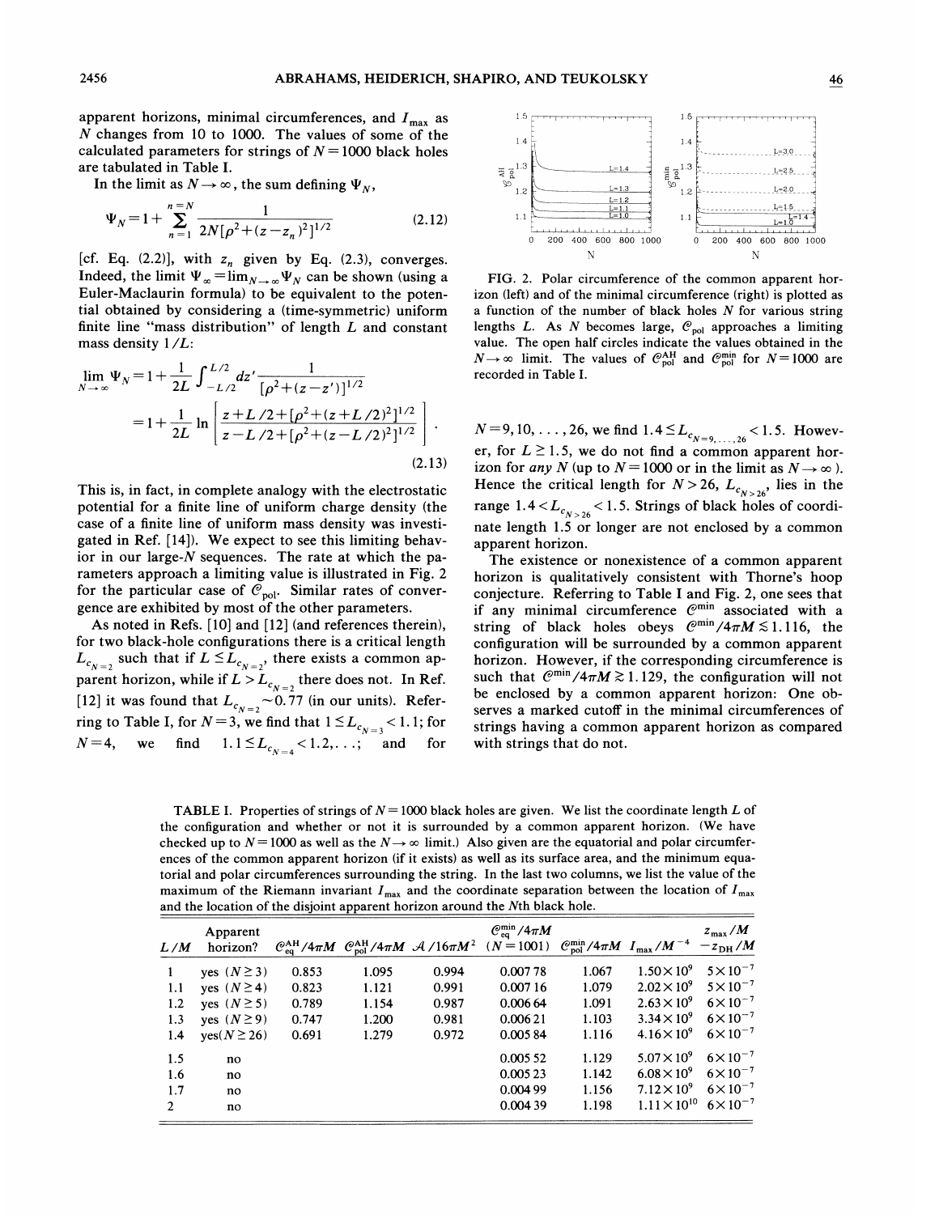apparent horizons, minimal circumferences, and $I_{max}$ as $N$ changes from 10 to 1000. The values of some of the calculated parameters for strings of $N=1000$ black holes are tabulated in Table I.

In the limit as $N \to \infty$, the sum defining $\Psi_N$,

$$\Psi_N = 1 + \sum_{n=1}^{n=N} \frac{1}{2N[\rho^2+(z-z_n)^2]^{1/2}} \tag{2.12}$$

[cf. Eq. (2.2)], with $z_n$ given by Eq. (2.3), converges. Indeed, the limit $\Psi_\infty = \lim_{N\to\infty}\Psi_N$ can be shown (using a Euler-Maclaurin formula) to be equivalent to the potential obtained by considering a (time-symmetric) uniform finite line "mass distribution" of length $L$ and constant mass density $1/L$:

$$\begin{aligned}\lim_{N\to\infty}\Psi_N &= 1+\frac{1}{2L}\int_{-L/2}^{L/2} dz' \frac{1}{[\rho^2+(z-z')]^{1/2}} \\ &= 1+\frac{1}{2L}\ln\left[\frac{z+L/2+[\rho^2+(z+L/2)^2]^{1/2}}{z-L/2+[\rho^2+(z-L/2)^2]^{1/2}}\right] .\end{aligned} \tag{2.13}$$

This is, in fact, in complete analogy with the electrostatic potential for a finite line of uniform charge density (the case of a finite line of uniform mass density was investigated in Ref. [14]). We expect to see this limiting behavior in our large-$N$ sequences. The rate at which the parameters approach a limiting value is illustrated in Fig. 2 for the particular case of $\mathcal{C}_{pol}$. Similar rates of convergence are exhibited by most of the other parameters.

As noted in Refs. [10] and [12] (and references therein), for two black-hole configurations there is a critical length $L_{c_{N=2}}$ such that if $L \le L_{c_{N=2}}$, there exists a common apparent horizon, while if $L > L_{c_{N=2}}$ there does not. In Ref. [12] it was found that $L_{c_{N=2}} \sim 0.77$ (in our units). Referring to Table I, for $N=3$, we find that $1 \le L_{c_{N=3}} < 1.1$; for $N=4$, we find $1.1 \le L_{c_{N=4}} < 1.2, \ldots$; and for $N=9,10,\ldots,26$, we find $1.4 \le L_{c_{N=9,\ldots,26}} < 1.5$. However, for $L \ge 1.5$, we do not find a common apparent horizon for *any* $N$ (up to $N=1000$ or in the limit as $N\to\infty$). Hence the critical length for $N>26$, $L_{c_{N>26}}$, lies in the range $1.4 < L_{c_{N>26}} < 1.5$. Strings of black holes of coordinate length 1.5 or longer are not enclosed by a common apparent horizon.

The existence or nonexistence of a common apparent horizon is qualitatively consistent with Thorne's hoop conjecture. Referring to Table I and Fig. 2, one sees that if any minimal circumference $\mathcal{C}^{min}$ associated with a string of black holes obeys $\mathcal{C}^{min}/4\pi M \lesssim 1.116$, the configuration will be surrounded by a common apparent horizon. However, if the corresponding circumference is such that $\mathcal{C}^{min}/4\pi M \gtrsim 1.129$, the configuration will not be enclosed by a common apparent horizon: One observes a marked cutoff in the minimal circumferences of strings having a common apparent horizon as compared with strings that do not.

FIG. 2. Polar circumference of the common apparent horizon (left) and of the minimal circumference (right) is plotted as a function of the number of black holes $N$ for various string lengths $L$. As $N$ becomes large, $\mathcal{C}_{pol}$ approaches a limiting value. The open half circles indicate the values obtained in the $N\to\infty$ limit. The values of $\mathcal{C}_{pol}^{AH}$ and $\mathcal{C}_{pol}^{min}$ for $N=1000$ are recorded in Table I.

TABLE I. Properties of strings of $N=1000$ black holes are given. We list the coordinate length $L$ of the configuration and whether or not it is surrounded by a common apparent horizon. (We have checked up to $N=1000$ as well as the $N\to\infty$ limit.) Also given are the equatorial and polar circumferences of the common apparent horizon (if it exists) as well as its surface area, and the minimum equatorial and polar circumferences surrounding the string. In the last two columns, we list the value of the maximum of the Riemann invariant $I_{max}$ and the coordinate separation between the location of $I_{max}$ and the location of the disjoint apparent horizon around the $N$th black hole.

| $L/M$ | Apparent horizon? | $\mathcal{C}_{eq}^{AH}/4\pi M$ | $\mathcal{C}_{pol}^{AH}/4\pi M$ | $\mathcal{A}/16\pi M^2$ | $\mathcal{C}_{eq}^{min}/4\pi M$ $(N=1001)$ | $\mathcal{C}_{pol}^{min}/4\pi M$ | $I_{max}/M^{-4}$ | $z_{max}/M - z_{DH}/M$ |
|---|---|---|---|---|---|---|---|---|
| 1 | yes $(N\ge3)$ | 0.853 | 1.095 | 0.994 | 0.007 78 | 1.067 | $1.50\times10^9$ | $5\times10^{-7}$ |
| 1.1 | yes $(N\ge4)$ | 0.823 | 1.121 | 0.991 | 0.007 16 | 1.079 | $2.02\times10^9$ | $5\times10^{-7}$ |
| 1.2 | yes $(N\ge5)$ | 0.789 | 1.154 | 0.987 | 0.006 64 | 1.091 | $2.63\times10^9$ | $6\times10^{-7}$ |
| 1.3 | yes $(N\ge9)$ | 0.747 | 1.200 | 0.981 | 0.006 21 | 1.103 | $3.34\times10^9$ | $6\times10^{-7}$ |
| 1.4 | yes$(N\ge26)$ | 0.691 | 1.279 | 0.972 | 0.005 84 | 1.116 | $4.16\times10^9$ | $6\times10^{-7}$ |
| 1.5 | no | | | | 0.005 52 | 1.129 | $5.07\times10^9$ | $6\times10^{-7}$ |
| 1.6 | no | | | | 0.005 23 | 1.142 | $6.08\times10^9$ | $6\times10^{-7}$ |
| 1.7 | no | | | | 0.004 99 | 1.156 | $7.12\times10^9$ | $6\times10^{-7}$ |
| 2 | no | | | | 0.004 39 | 1.198 | $1.11\times10^{10}$ | $6\times10^{-7}$ |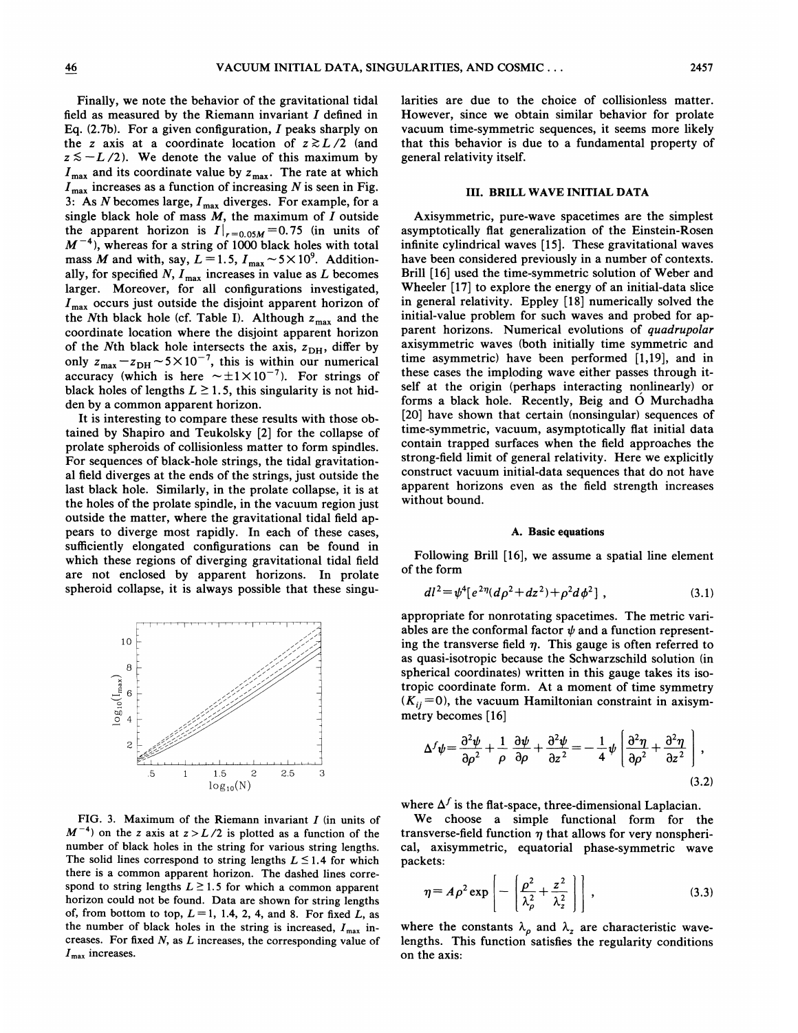Finally, we note the behavior of the gravitational tidal field as measured by the Riemann invariant $I$ defined in Eq. (2.7b). For a given configuration, $I$ peaks sharply on the $z$ axis at a coordinate location of $z \gtrsim L/2$ (and $z \lesssim -L/2$). We denote the value of this maximum by $I_{\max}$ and its coordinate value by $z_{\max}$. The rate at which $I_{\max}$ increases as a function of increasing $N$ is seen in Fig. 3: As $N$ becomes large, $I_{\max}$ diverges. For example, for a single black hole of mass $M$, the maximum of $I$ outside the apparent horizon is $I|_{r=0.05M}=0.75$ (in units of $M^{-4}$), whereas for a string of 1000 black holes with total mass $M$ and with, say, $L=1.5$, $I_{\max}\sim 5\times 10^9$. Additionally, for specified $N$, $I_{\max}$ increases in value as $L$ becomes larger. Moreover, for all configurations investigated, $I_{\max}$ occurs just outside the disjoint apparent horizon of the $N$th black hole (cf. Table I). Although $z_{\max}$ and the coordinate location where the disjoint apparent horizon of the $N$th black hole intersects the axis, $z_{\rm DH}$, differ by only $z_{\max}-z_{\rm DH}\sim 5\times 10^{-7}$, this is within our numerical accuracy (which is here $\sim \pm 1\times 10^{-7}$). For strings of black holes of lengths $L\geq 1.5$, this singularity is not hidden by a common apparent horizon.

It is interesting to compare these results with those obtained by Shapiro and Teukolsky [2] for the collapse of prolate spheroids of collisionless matter to form spindles. For sequences of black-hole strings, the tidal gravitational field diverges at the ends of the strings, just outside the last black hole. Similarly, in the prolate collapse, it is at the holes of the prolate spindle, in the vacuum region just outside the matter, where the gravitational tidal field appears to diverge most rapidly. In each of these cases, sufficiently elongated configurations can be found in which these regions of diverging gravitational tidal field are not enclosed by apparent horizons. In prolate spheroid collapse, it is always possible that these singularities are due to the choice of collisionless matter. However, since we obtain similar behavior for prolate vacuum time-symmetric sequences, it seems more likely that this behavior is due to a fundamental property of general relativity itself.

FIG. 3. Maximum of the Riemann invariant $I$ (in units of $M^{-4}$) on the $z$ axis at $z>L/2$ is plotted as a function of the number of black holes in the string for various string lengths. The solid lines correspond to string lengths $L\leq 1.4$ for which there is a common apparent horizon. The dashed lines correspond to string lengths $L\geq 1.5$ for which a common apparent horizon could not be found. Data are shown for string lengths of, from bottom to top, $L=1$, 1.4, 2, 4, and 8. For fixed $L$, as the number of black holes in the string is increased, $I_{\max}$ increases. For fixed $N$, as $L$ increases, the corresponding value of $I_{\max}$ increases.

## III. BRILL WAVE INITIAL DATA

Axisymmetric, pure-wave spacetimes are the simplest asymptotically flat generalization of the Einstein-Rosen infinite cylindrical waves [15]. These gravitational waves have been considered previously in a number of contexts. Brill [16] used the time-symmetric solution of Weber and Wheeler [17] to explore the energy of an initial-data slice in general relativity. Eppley [18] numerically solved the initial-value problem for such waves and probed for apparent horizons. Numerical evolutions of *quadrupolar* axisymmetric waves (both initially time symmetric and time asymmetric) have been performed [1,19], and in these cases the imploding wave either passes through itself at the origin (perhaps interacting nonlinearly) or forms a black hole. Recently, Beig and Ó Murchadha [20] have shown that certain (nonsingular) sequences of time-symmetric, vacuum, asymptotically flat initial data contain trapped surfaces when the field approaches the strong-field limit of general relativity. Here we explicitly construct vacuum initial-data sequences that do not have apparent horizons even as the field strength increases without bound.

### A. Basic equations

Following Brill [16], we assume a spatial line element of the form

$$dl^2=\psi^4[e^{2\eta}(d\rho^2+dz^2)+\rho^2 d\phi^2]\ , \tag{3.1}$$

appropriate for nonrotating spacetimes. The metric variables are the conformal factor $\psi$ and a function representing the transverse field $\eta$. This gauge is often referred to as quasi-isotropic because the Schwarzschild solution (in spherical coordinates) written in this gauge takes its isotropic coordinate form. At a moment of time symmetry ($K_{ij}=0$), the vacuum Hamiltonian constraint in axisymmetry becomes [16]

$$\Delta^f\psi=\frac{\partial^2\psi}{\partial\rho^2}+\frac{1}{\rho}\frac{\partial\psi}{\partial\rho}+\frac{\partial^2\psi}{\partial z^2}=-\frac{1}{4}\psi\left[\frac{\partial^2\eta}{\partial\rho^2}+\frac{\partial^2\eta}{\partial z^2}\right]\ , \tag{3.2}$$

where $\Delta^f$ is the flat-space, three-dimensional Laplacian.

We choose a simple functional form for the transverse-field function $\eta$ that allows for very nonspherical, axisymmetric, equatorial phase-symmetric wave packets:

$$\eta=A\rho^2\exp\left[-\left[\frac{\rho^2}{\lambda_\rho^2}+\frac{z^2}{\lambda_z^2}\right]\right]\ , \tag{3.3}$$

where the constants $\lambda_\rho$ and $\lambda_z$ are characteristic wavelengths. This function satisfies the regularity conditions on the axis: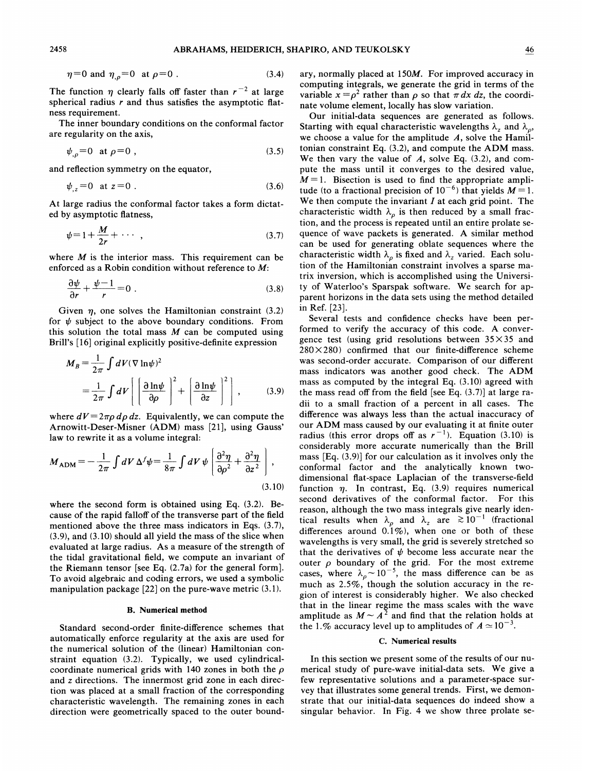$$\eta = 0 \text{ and } \eta_{,\rho} = 0 \quad \text{at } \rho = 0 \; . \tag{3.4}$$

The function $\eta$ clearly falls off faster than $r^{-2}$ at large spherical radius $r$ and thus satisfies the asymptotic flatness requirement.

The inner boundary conditions on the conformal factor are regularity on the axis,

$$\psi_{,\rho} = 0 \quad \text{at } \rho = 0 \; , \tag{3.5}$$

and reflection symmetry on the equator,

$$\psi_{,z} = 0 \quad \text{at } z = 0 \; . \tag{3.6}$$

At large radius the conformal factor takes a form dictated by asymptotic flatness,

$$\psi = 1 + \frac{M}{2r} + \cdots \; , \tag{3.7}$$

where $M$ is the interior mass. This requirement can be enforced as a Robin condition without reference to $M$:

$$\frac{\partial \psi}{\partial r} + \frac{\psi - 1}{r} = 0 \; . \tag{3.8}$$

Given $\eta$, one solves the Hamiltonian constraint (3.2) for $\psi$ subject to the above boundary conditions. From this solution the total mass $M$ can be computed using Brill's [16] original explicitly positive-definite expression

$$M_B = \frac{1}{2\pi} \int dV (\nabla \ln \psi)^2 = \frac{1}{2\pi} \int dV \left[ \left( \frac{\partial \ln \psi}{\partial \rho} \right)^2 + \left( \frac{\partial \ln \psi}{\partial z} \right)^2 \right] , \tag{3.9}$$

where $dV = 2\pi\rho \, d\rho \, dz$. Equivalently, we can compute the Arnowitt-Deser-Misner (ADM) mass [21], using Gauss' law to rewrite it as a volume integral:

$$M_{\text{ADM}} = -\frac{1}{2\pi} \int dV \, \Delta^f \psi = \frac{1}{8\pi} \int dV \, \psi \left[ \frac{\partial^2 \eta}{\partial \rho^2} + \frac{\partial^2 \eta}{\partial z^2} \right] , \tag{3.10}$$

where the second form is obtained using Eq. (3.2). Because of the rapid falloff of the transverse part of the field mentioned above the three mass indicators in Eqs. (3.7), (3.9), and (3.10) should all yield the mass of the slice when evaluated at large radius. As a measure of the strength of the tidal gravitational field, we compute an invariant of the Riemann tensor [see Eq. (2.7a) for the general form]. To avoid algebraic and coding errors, we used a symbolic manipulation package [22] on the pure-wave metric (3.1).

### B. Numerical method

Standard second-order finite-difference schemes that automatically enforce regularity at the axis are used for the numerical solution of the (linear) Hamiltonian constraint equation (3.2). Typically, we used cylindrical-coordinate numerical grids with 140 zones in both the $\rho$ and $z$ directions. The innermost grid zone in each direction was placed at a small fraction of the corresponding characteristic wavelength. The remaining zones in each direction were geometrically spaced to the outer boundary, normally placed at $150M$. For improved accuracy in computing integrals, we generate the grid in terms of the variable $x = \rho^2$ rather than $\rho$ so that $\pi \, dx \, dz$, the coordinate volume element, locally has slow variation.

Our initial-data sequences are generated as follows. Starting with equal characteristic wavelengths $\lambda_z$ and $\lambda_\rho$, we choose a value for the amplitude $A$, solve the Hamiltonian constraint Eq. (3.2), and compute the ADM mass. We then vary the value of $A$, solve Eq. (3.2), and compute the mass until it converges to the desired value, $M = 1$. Bisection is used to find the appropriate amplitude (to a fractional precision of $10^{-6}$) that yields $M = 1$. We then compute the invariant $I$ at each grid point. The characteristic width $\lambda_\rho$ is then reduced by a small fraction, and the process is repeated until an entire prolate sequence of wave packets is generated. A similar method can be used for generating oblate sequences where the characteristic width $\lambda_\rho$ is fixed and $\lambda_z$ varied. Each solution of the Hamiltonian constraint involves a sparse matrix inversion, which is accomplished using the University of Waterloo's Sparspak software. We search for apparent horizons in the data sets using the method detailed in Ref. [23].

Several tests and confidence checks have been performed to verify the accuracy of this code. A convergence test (using grid resolutions between $35 \times 35$ and $280 \times 280$) confirmed that our finite-difference scheme was second-order accurate. Comparison of our different mass indicators was another good check. The ADM mass as computed by the integral Eq. (3.10) agreed with the mass read off from the field [see Eq. (3.7)] at large radii to a small fraction of a percent in all cases. The difference was always less than the actual inaccuracy of our ADM mass caused by our evaluating it at finite outer radius (this error drops off as $r^{-1}$). Equation (3.10) is considerably more accurate numerically than the Brill mass [Eq. (3.9)] for our calculation as it involves only the conformal factor and the analytically known two-dimensional flat-space Laplacian of the transverse-field function $\eta$. In contrast, Eq. (3.9) requires numerical second derivatives of the conformal factor. For this reason, although the two mass integrals give nearly identical results when $\lambda_\rho$ and $\lambda_z$ are $\gtrsim 10^{-1}$ (fractional differences around 0.1%), when one or both of these wavelengths is very small, the grid is severely stretched so that the derivatives of $\psi$ become less accurate near the outer $\rho$ boundary of the grid. For the most extreme cases, where $\lambda_\rho \sim 10^{-5}$, the mass difference can be as much as 2.5%, though the solution accuracy in the region of interest is considerably higher. We also checked that in the linear regime the mass scales with the wave amplitude as $M \sim A^2$ and find that the relation holds at the 1.% accuracy level up to amplitudes of $A \simeq 10^{-3}$.

### C. Numerical results

In this section we present some of the results of our numerical study of pure-wave initial-data sets. We give a few representative solutions and a parameter-space survey that illustrates some general trends. First, we demonstrate that our initial-data sequences do indeed show a singular behavior. In Fig. 4 we show three prolate se-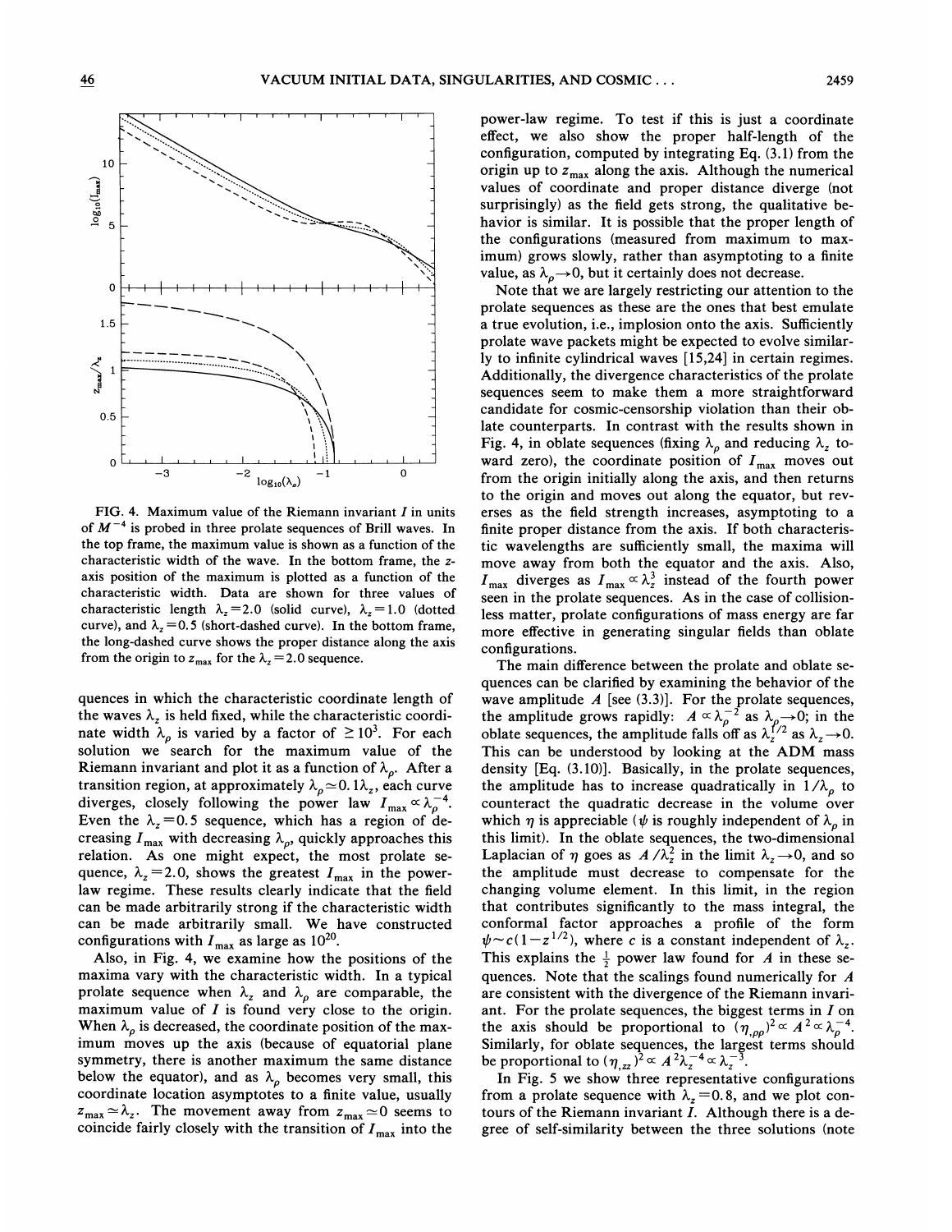FIG. 4. Maximum value of the Riemann invariant $I$ in units of $M^{-4}$ is probed in three prolate sequences of Brill waves. In the top frame, the maximum value is shown as a function of the characteristic width of the wave. In the bottom frame, the $z$-axis position of the maximum is plotted as a function of the characteristic width. Data are shown for three values of characteristic length $\lambda_z=2.0$ (solid curve), $\lambda_z=1.0$ (dotted curve), and $\lambda_z=0.5$ (short-dashed curve). In the bottom frame, the long-dashed curve shows the proper distance along the axis from the origin to $z_{max}$ for the $\lambda_z=2.0$ sequence.

quences in which the characteristic coordinate length of the waves $\lambda_z$ is held fixed, while the characteristic coordinate width $\lambda_\rho$ is varied by a factor of $\geq 10^3$. For each solution we search for the maximum value of the Riemann invariant and plot it as a function of $\lambda_\rho$. After a transition region, at approximately $\lambda_\rho \simeq 0.1\lambda_z$, each curve diverges, closely following the power law $I_{max} \propto \lambda_\rho^{-4}$. Even the $\lambda_z=0.5$ sequence, which has a region of decreasing $I_{max}$ with decreasing $\lambda_\rho$, quickly approaches this relation. As one might expect, the most prolate sequence, $\lambda_z=2.0$, shows the greatest $I_{max}$ in the power-law regime. These results clearly indicate that the field can be made arbitrarily strong if the characteristic width can be made arbitrarily small. We have constructed configurations with $I_{max}$ as large as $10^{20}$.

Also, in Fig. 4, we examine how the positions of the maxima vary with the characteristic width. In a typical prolate sequence when $\lambda_z$ and $\lambda_\rho$ are comparable, the maximum value of $I$ is found very close to the origin. When $\lambda_\rho$ is decreased, the coordinate position of the maximum moves up the axis (because of equatorial plane symmetry, there is another maximum the same distance below the equator), and as $\lambda_\rho$ becomes very small, this coordinate location asymptotes to a finite value, usually $z_{max} \simeq \lambda_z$. The movement away from $z_{max} \simeq 0$ seems to coincide fairly closely with the transition of $I_{max}$ into the power-law regime. To test if this is just a coordinate effect, we also show the proper half-length of the configuration, computed by integrating Eq. (3.1) from the origin up to $z_{max}$ along the axis. Although the numerical values of coordinate and proper distance diverge (not surprisingly) as the field gets strong, the qualitative behavior is similar. It is possible that the proper length of the configurations (measured from maximum to maximum) grows slowly, rather than asymptoting to a finite value, as $\lambda_\rho \to 0$, but it certainly does not decrease.

Note that we are largely restricting our attention to the prolate sequences as these are the ones that best emulate a true evolution, i.e., implosion onto the axis. Sufficiently prolate wave packets might be expected to evolve similarly to infinite cylindrical waves [15,24] in certain regimes. Additionally, the divergence characteristics of the prolate sequences seem to make them a more straightforward candidate for cosmic-censorship violation than their oblate counterparts. In contrast with the results shown in Fig. 4, in oblate sequences (fixing $\lambda_\rho$ and reducing $\lambda_z$ toward zero), the coordinate position of $I_{max}$ moves out from the origin initially along the axis, and then returns to the origin and moves out along the equator, but reverses as the field strength increases, asymptoting to a finite proper distance from the axis. If both characteristic wavelengths are sufficiently small, the maxima will move away from both the equator and the axis. Also, $I_{max}$ diverges as $I_{max} \propto \lambda_z^3$ instead of the fourth power seen in the prolate sequences. As in the case of collisionless matter, prolate configurations of mass energy are far more effective in generating singular fields than oblate configurations.

The main difference between the prolate and oblate sequences can be clarified by examining the behavior of the wave amplitude $A$ [see (3.3)]. For the prolate sequences, the amplitude grows rapidly: $A \propto \lambda_\rho^{-2}$ as $\lambda_\rho \to 0$; in the oblate sequences, the amplitude falls off as $\lambda_z^{1/2}$ as $\lambda_z \to 0$. This can be understood by looking at the ADM mass density [Eq. (3.10)]. Basically, in the prolate sequences, the amplitude has to increase quadratically in $1/\lambda_\rho$ to counteract the quadratic decrease in the volume over which $\eta$ is appreciable ($\psi$ is roughly independent of $\lambda_\rho$ in this limit). In the oblate sequences, the two-dimensional Laplacian of $\eta$ goes as $A/\lambda_z^2$ in the limit $\lambda_z \to 0$, and so the amplitude must decrease to compensate for the changing volume element. In this limit, in the region that contributes significantly to the mass integral, the conformal factor approaches a profile of the form $\psi \sim c(1-z^{1/2})$, where $c$ is a constant independent of $\lambda_z$. This explains the $\frac{1}{2}$ power law found for $A$ in these sequences. Note that the scalings found numerically for $A$ are consistent with the divergence of the Riemann invariant. For the prolate sequences, the biggest terms in $I$ on the axis should be proportional to $(\eta_{,\rho\rho})^2 \propto A^2 \propto \lambda_\rho^{-4}$. Similarly, for oblate sequences, the largest terms should be proportional to $(\eta_{,zz})^2 \propto A^2\lambda_z^{-4} \propto \lambda_z^{-3}$.

In Fig. 5 we show three representative configurations from a prolate sequence with $\lambda_z=0.8$, and we plot contours of the Riemann invariant $I$. Although there is a degree of self-similarity between the three solutions (note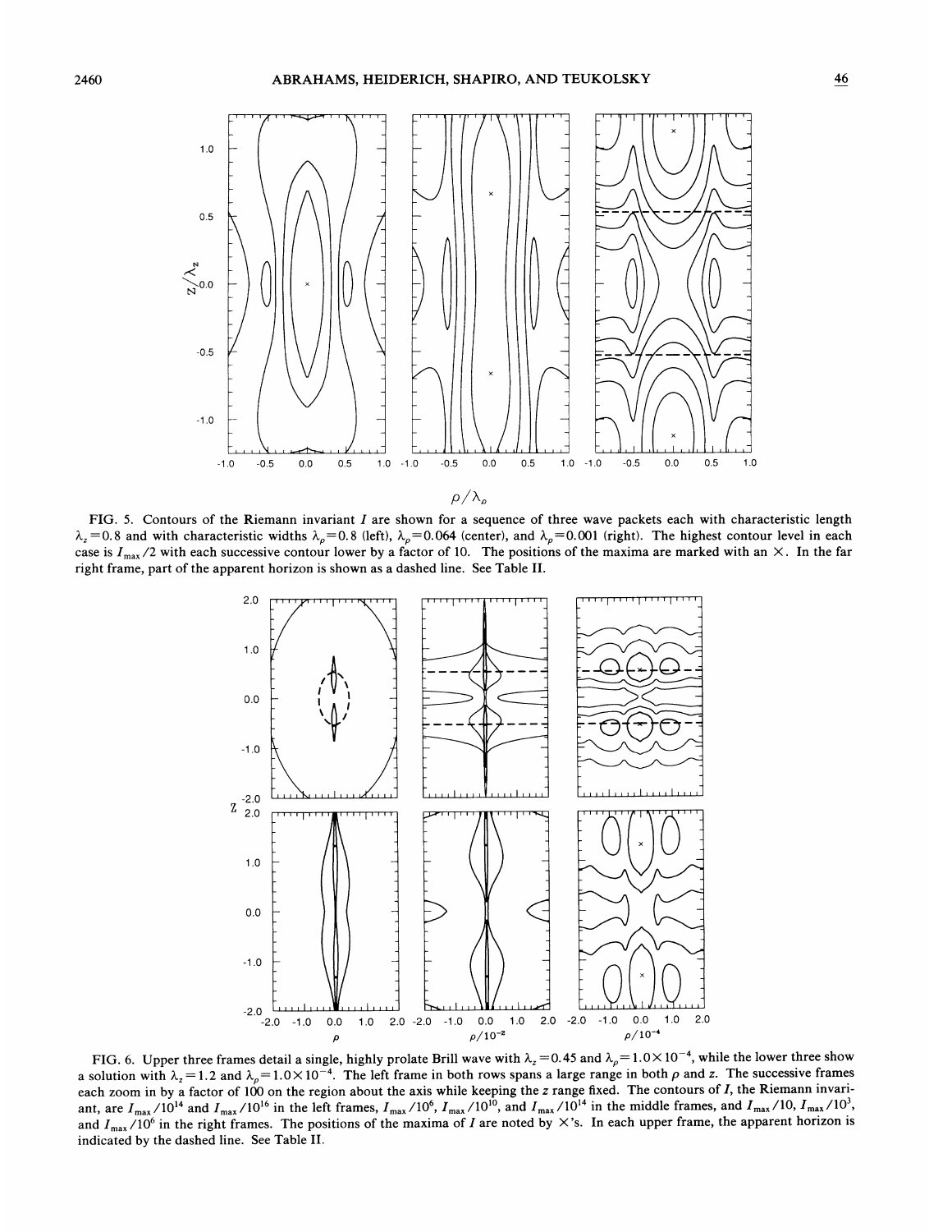FIG. 5. Contours of the Riemann invariant $I$ are shown for a sequence of three wave packets each with characteristic length $\lambda_z = 0.8$ and with characteristic widths $\lambda_\rho = 0.8$ (left), $\lambda_\rho = 0.064$ (center), and $\lambda_\rho = 0.001$ (right). The highest contour level in each case is $I_{max}/2$ with each successive contour lower by a factor of 10. The positions of the maxima are marked with an $\times$. In the far right frame, part of the apparent horizon is shown as a dashed line. See Table II.

FIG. 6. Upper three frames detail a single, highly prolate Brill wave with $\lambda_z = 0.45$ and $\lambda_\rho = 1.0 \times 10^{-4}$, while the lower three show a solution with $\lambda_z = 1.2$ and $\lambda_\rho = 1.0 \times 10^{-4}$. The left frame in both rows spans a large range in both $\rho$ and $z$. The successive frames each zoom in by a factor of 100 on the region about the axis while keeping the $z$ range fixed. The contours of $I$, the Riemann invariant, are $I_{max}/10^{14}$ and $I_{max}/10^{16}$ in the left frames, $I_{max}/10^{6}$, $I_{max}/10^{10}$, and $I_{max}/10^{14}$ in the middle frames, and $I_{max}/10$, $I_{max}/10^{3}$, and $I_{max}/10^{6}$ in the right frames. The positions of the maxima of $I$ are noted by $\times$'s. In each upper frame, the apparent horizon is indicated by the dashed line. See Table II.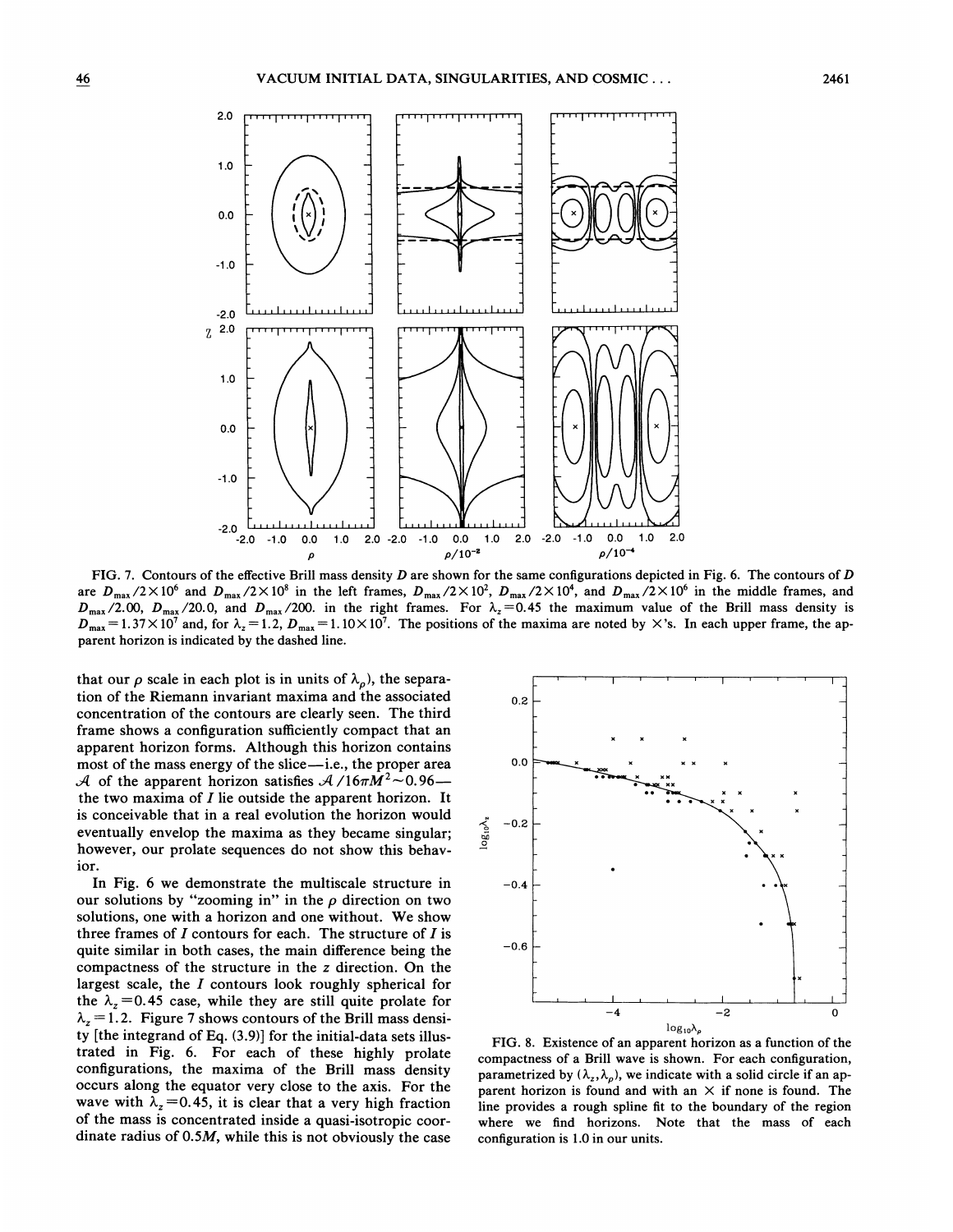FIG. 7. Contours of the effective Brill mass density $D$ are shown for the same configurations depicted in Fig. 6. The contours of $D$ are $D_{max}/2\times10^6$ and $D_{max}/2\times10^8$ in the left frames, $D_{max}/2\times10^2$, $D_{max}/2\times10^4$, and $D_{max}/2\times10^6$ in the middle frames, and $D_{max}/2.00$, $D_{max}/20.0$, and $D_{max}/200.$ in the right frames. For $\lambda_z=0.45$ the maximum value of the Brill mass density is $D_{max}=1.37\times10^7$ and, for $\lambda_z=1.2$, $D_{max}=1.10\times10^7$. The positions of the maxima are noted by $\times$'s. In each upper frame, the apparent horizon is indicated by the dashed line.

that our $\rho$ scale in each plot is in units of $\lambda_\rho$), the separation of the Riemann invariant maxima and the associated concentration of the contours are clearly seen. The third frame shows a configuration sufficiently compact that an apparent horizon forms. Although this horizon contains most of the mass energy of the slice—i.e., the proper area $\mathcal{A}$ of the apparent horizon satisfies $\mathcal{A}/16\pi M^2\sim0.96$—the two maxima of $I$ lie outside the apparent horizon. It is conceivable that in a real evolution the horizon would eventually envelop the maxima as they became singular; however, our prolate sequences do not show this behavior.

In Fig. 6 we demonstrate the multiscale structure in our solutions by "zooming in" in the $\rho$ direction on two solutions, one with a horizon and one without. We show three frames of $I$ contours for each. The structure of $I$ is quite similar in both cases, the main difference being the compactness of the structure in the $z$ direction. On the largest scale, the $I$ contours look roughly spherical for the $\lambda_z=0.45$ case, while they are still quite prolate for $\lambda_z=1.2$. Figure 7 shows contours of the Brill mass density [the integrand of Eq. (3.9)] for the initial-data sets illustrated in Fig. 6. For each of these highly prolate configurations, the maxima of the Brill mass density occurs along the equator very close to the axis. For the wave with $\lambda_z=0.45$, it is clear that a very high fraction of the mass is concentrated inside a quasi-isotropic coordinate radius of $0.5M$, while this is not obviously the case

FIG. 8. Existence of an apparent horizon as a function of the compactness of a Brill wave is shown. For each configuration, parametrized by $(\lambda_z,\lambda_\rho)$, we indicate with a solid circle if an apparent horizon is found and with an $\times$ if none is found. The line provides a rough spline fit to the boundary of the region where we find horizons. Note that the mass of each configuration is 1.0 in our units.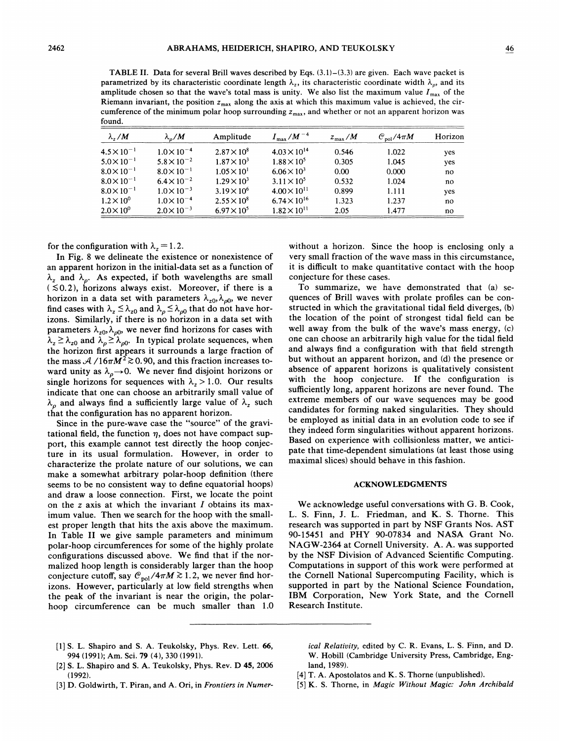TABLE II. Data for several Brill waves described by Eqs. (3.1)–(3.3) are given. Each wave packet is parametrized by its characteristic coordinate length $\lambda_z$, its characteristic coordinate width $\lambda_\rho$, and its amplitude chosen so that the wave's total mass is unity. We also list the maximum value $I_{\max}$ of the Riemann invariant, the position $z_{\max}$ along the axis at which this maximum value is achieved, the circumference of the minimum polar hoop surrounding $z_{\max}$, and whether or not an apparent horizon was found.

| $\lambda_z/M$ | $\lambda_\rho/M$ | Amplitude | $I_{\max}/M^{-4}$ | $z_{\max}/M$ | $\mathcal{C}_{\rm pol}/4\pi M$ | Horizon |
|---|---|---|---|---|---|---|
| $4.5\times10^{-1}$ | $1.0\times10^{-4}$ | $2.87\times10^{8}$ | $4.03\times10^{14}$ | 0.546 | 1.022 | yes |
| $5.0\times10^{-1}$ | $5.8\times10^{-2}$ | $1.87\times10^{3}$ | $1.88\times10^{5}$ | 0.305 | 1.045 | yes |
| $8.0\times10^{-1}$ | $8.0\times10^{-1}$ | $1.05\times10^{1}$ | $6.06\times10^{3}$ | 0.00 | 0.000 | no |
| $8.0\times10^{-1}$ | $6.4\times10^{-2}$ | $1.29\times10^{3}$ | $3.11\times10^{5}$ | 0.532 | 1.024 | no |
| $8.0\times10^{-1}$ | $1.0\times10^{-3}$ | $3.19\times10^{6}$ | $4.00\times10^{11}$ | 0.899 | 1.111 | yes |
| $1.2\times10^{0}$ | $1.0\times10^{-4}$ | $2.55\times10^{8}$ | $6.74\times10^{16}$ | 1.323 | 1.237 | no |
| $2.0\times10^{0}$ | $2.0\times10^{-3}$ | $6.97\times10^{5}$ | $1.82\times10^{11}$ | 2.05 | 1.477 | no |

for the configuration with $\lambda_z=1.2$.

In Fig. 8 we delineate the existence or nonexistence of an apparent horizon in the initial-data set as a function of $\lambda_z$ and $\lambda_\rho$. As expected, if both wavelengths are small ($\lesssim 0.2$), horizons always exist. Moreover, if there is a horizon in a data set with parameters $\lambda_{z0},\lambda_{\rho 0}$, we never find cases with $\lambda_z \le \lambda_{z0}$ and $\lambda_\rho \le \lambda_{\rho 0}$ that do not have horizons. Similarly, if there is no horizon in a data set with parameters $\lambda_{z0},\lambda_{\rho 0}$, we never find horizons for cases with $\lambda_z \ge \lambda_{z0}$ and $\lambda_\rho \ge \lambda_{\rho 0}$. In typical prolate sequences, when the horizon first appears it surrounds a large fraction of the mass $\mathcal{A}/16\pi M^2 \gtrsim 0.90$, and this fraction increases toward unity as $\lambda_\rho \to 0$. We never find disjoint horizons or single horizons for sequences with $\lambda_z > 1.0$. Our results indicate that one can choose an arbitrarily small value of $\lambda_\rho$ and always find a sufficiently large value of $\lambda_z$ such that the configuration has no apparent horizon.

Since in the pure-wave case the "source" of the gravitational field, the function $\eta$, does not have compact support, this example cannot test directly the hoop conjecture in its usual formulation. However, in order to characterize the prolate nature of our solutions, we can make a somewhat arbitrary polar-hoop definition (there seems to be no consistent way to define equatorial hoops) and draw a loose connection. First, we locate the point on the $z$ axis at which the invariant $I$ obtains its maximum value. Then we search for the hoop with the smallest proper length that hits the axis above the maximum. In Table II we give sample parameters and minimum polar-hoop circumferences for some of the highly prolate configurations discussed above. We find that if the normalized hoop length is considerably larger than the hoop conjecture cutoff, say $\mathcal{C}_{\rm pol}/4\pi M \gtrsim 1.2$, we never find horizons. However, particularly at low field strengths when the peak of the invariant is near the origin, the polar-hoop circumference can be much smaller than 1.0 without a horizon. Since the hoop is enclosing only a very small fraction of the wave mass in this circumstance, it is difficult to make quantitative contact with the hoop conjecture for these cases.

To summarize, we have demonstrated that (a) sequences of Brill waves with prolate profiles can be constructed in which the gravitational tidal field diverges, (b) the location of the point of strongest tidal field can be well away from the bulk of the wave's mass energy, (c) one can choose an arbitrarily high value for the tidal field and always find a configuration with that field strength but without an apparent horizon, and (d) the presence or absence of apparent horizons is qualitatively consistent with the hoop conjecture. If the configuration is sufficiently long, apparent horizons are never found. The extreme members of our wave sequences may be good candidates for forming naked singularities. They should be employed as initial data in an evolution code to see if they indeed form singularities without apparent horizons. Based on experience with collisionless matter, we anticipate that time-dependent simulations (at least those using maximal slices) should behave in this fashion.

## ACKNOWLEDGMENTS

We acknowledge useful conversations with G. B. Cook, L. S. Finn, J. L. Friedman, and K. S. Thorne. This research was supported in part by NSF Grants Nos. AST 90-15451 and PHY 90-07834 and NASA Grant No. NAGW-2364 at Cornell University. A. A. was supported by the NSF Division of Advanced Scientific Computing. Computations in support of this work were performed at the Cornell National Supercomputing Facility, which is supported in part by the National Science Foundation, IBM Corporation, New York State, and the Cornell Research Institute.

---

[1] S. L. Shapiro and S. A. Teukolsky, Phys. Rev. Lett. **66**, 994 (1991); Am. Sci. **79** (4), 330 (1991).

[2] S. L. Shapiro and S. A. Teukolsky, Phys. Rev. D **45**, 2006 (1992).

[3] D. Goldwirth, T. Piran, and A. Ori, in *Frontiers in Numerical Relativity*, edited by C. R. Evans, L. S. Finn, and D. W. Hobill (Cambridge University Press, Cambridge, England, 1989).

[4] T. A. Apostolatos and K. S. Thorne (unpublished).

[5] K. S. Thorne, in *Magic Without Magic: John Archibald*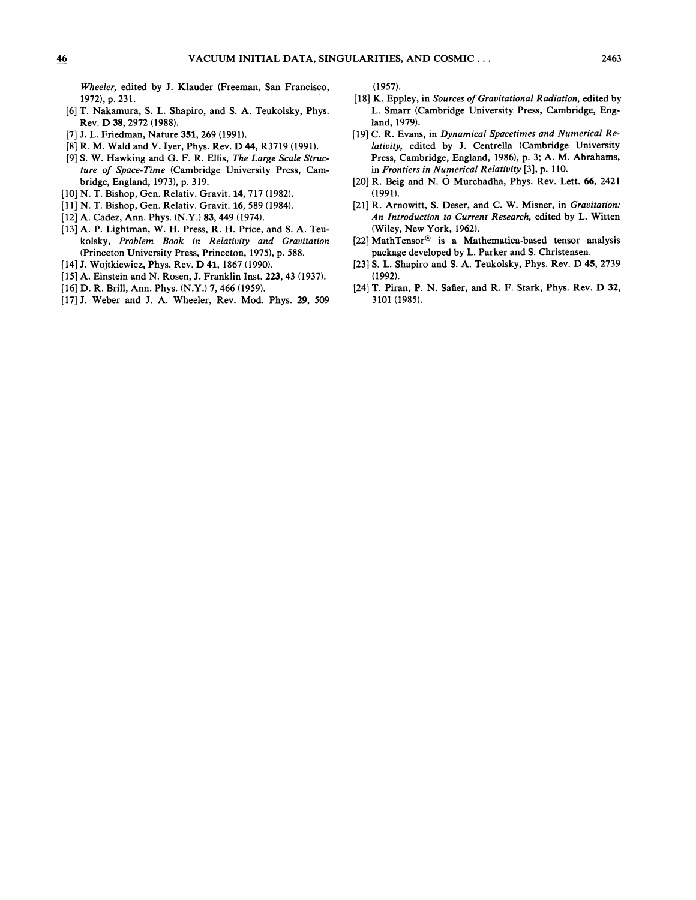Wheeler, edited by J. Klauder (Freeman, San Francisco, 1972), p. 231.

[6] T. Nakamura, S. L. Shapiro, and S. A. Teukolsky, Phys. Rev. D **38**, 2972 (1988).

[7] J. L. Friedman, Nature **351**, 269 (1991).

[8] R. M. Wald and V. Iyer, Phys. Rev. D **44**, R3719 (1991).

[9] S. W. Hawking and G. F. R. Ellis, *The Large Scale Structure of Space-Time* (Cambridge University Press, Cambridge, England, 1973), p. 319.

[10] N. T. Bishop, Gen. Relativ. Gravit. **14**, 717 (1982).

[11] N. T. Bishop, Gen. Relativ. Gravit. **16**, 589 (1984).

[12] A. Cadez, Ann. Phys. (N.Y.) **83**, 449 (1974).

[13] A. P. Lightman, W. H. Press, R. H. Price, and S. A. Teukolsky, *Problem Book in Relativity and Gravitation* (Princeton University Press, Princeton, 1975), p. 588.

[14] J. Wojtkiewicz, Phys. Rev. D **41**, 1867 (1990).

[15] A. Einstein and N. Rosen, J. Franklin Inst. **223**, 43 (1937).

[16] D. R. Brill, Ann. Phys. (N.Y.) **7**, 466 (1959).

[17] J. Weber and J. A. Wheeler, Rev. Mod. Phys. **29**, 509 (1957).

[18] K. Eppley, in *Sources of Gravitational Radiation*, edited by L. Smarr (Cambridge University Press, Cambridge, England, 1979).

[19] C. R. Evans, in *Dynamical Spacetimes and Numerical Relativity*, edited by J. Centrella (Cambridge University Press, Cambridge, England, 1986), p. 3; A. M. Abrahams, in *Frontiers in Numerical Relativity* [3], p. 110.

[20] R. Beig and N. Ó Murchadha, Phys. Rev. Lett. **66**, 2421 (1991).

[21] R. Arnowitt, S. Deser, and C. W. Misner, in *Gravitation: An Introduction to Current Research*, edited by L. Witten (Wiley, New York, 1962).

[22] MathTensor® is a Mathematica-based tensor analysis package developed by L. Parker and S. Christensen.

[23] S. L. Shapiro and S. A. Teukolsky, Phys. Rev. D **45**, 2739 (1992).

[24] T. Piran, P. N. Safier, and R. F. Stark, Phys. Rev. D **32**, 3101 (1985).